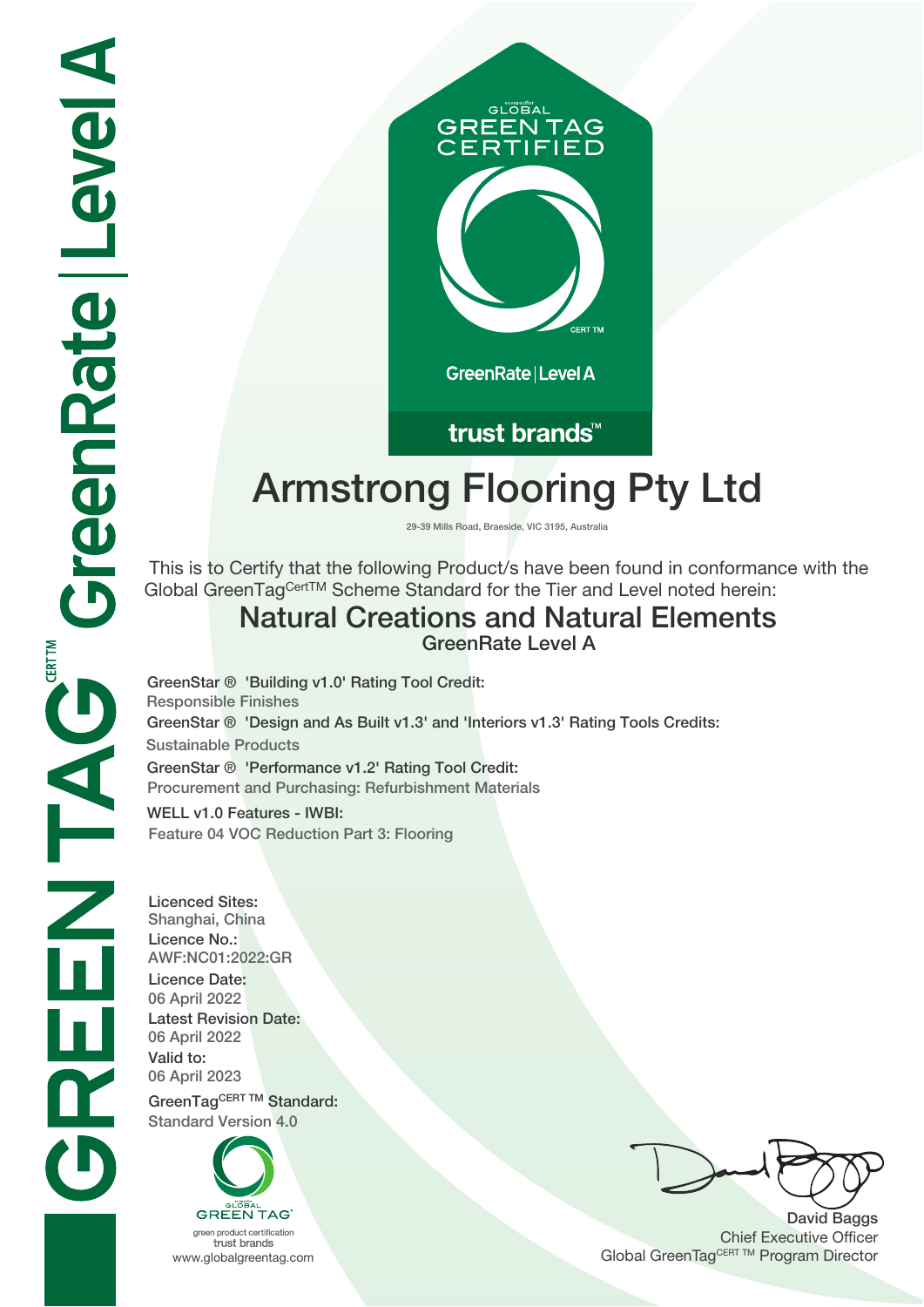GREENTAG CERT TM GreenRate | Level A

GLOBAL GREEN TAG CERTIFIED

CERT TM

GreenRate | Level A

trust brands™

# Armstrong Flooring Pty Ltd

29-39 Mills Road, Braeside, VIC 3195, Australia

This is to Certify that the following Product/s have been found in conformance with the Global GreenTag[CertTM] Scheme Standard for the Tier and Level noted herein:

## Natural Creations and Natural Elements

### GreenRate Level A

**GreenStar ® 'Building v1.0' Rating Tool Credit:**
Responsible Finishes

**GreenStar ® 'Design and As Built v1.3' and 'Interiors v1.3' Rating Tools Credits:**
Sustainable Products

**GreenStar ® 'Performance v1.2' Rating Tool Credit:**
Procurement and Purchasing: Refurbishment Materials

**WELL v1.0 Features - IWBI:**
Feature 04 VOC Reduction Part 3: Flooring

**Licenced Sites:**
Shanghai, China

**Licence No.:**
AWF:NC01:2022:GR

**Licence Date:**
06 April 2022

**Latest Revision Date:**
06 April 2022

**Valid to:**
06 April 2023

**GreenTag[CERT TM] Standard:**
Standard Version 4.0

GLOBAL GREEN TAG
green product certification
trust brands
www.globalgreentag.com

David Baggs
Chief Executive Officer
Global GreenTag[CERT TM] Program Director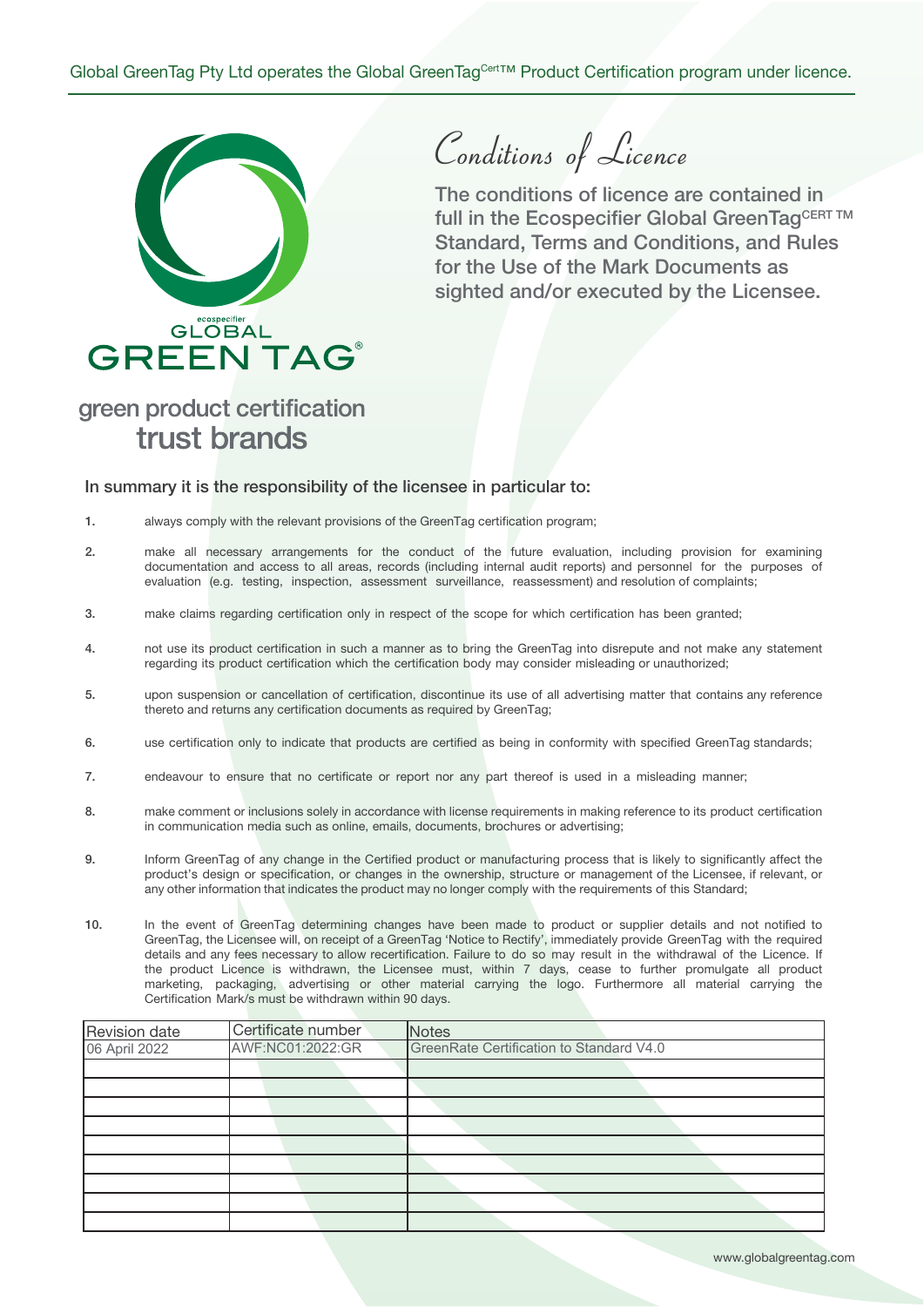Global GreenTag Pty Ltd operates the Global GreenTag[Cert]™ Product Certification program under licence.

ecospecifier
GLOBAL
GREEN TAG®

green product certification
trust brands

# Conditions of Licence

**The conditions of licence are contained in full in the Ecospecifier Global GreenTag[CERT TM] Standard, Terms and Conditions, and Rules for the Use of the Mark Documents as sighted and/or executed by the Licensee.**

## In summary it is the responsibility of the licensee in particular to:

1. always comply with the relevant provisions of the GreenTag certification program;
2. make all necessary arrangements for the conduct of the future evaluation, including provision for examining documentation and access to all areas, records (including internal audit reports) and personnel for the purposes of evaluation (e.g. testing, inspection, assessment surveillance, reassessment) and resolution of complaints;
3. make claims regarding certification only in respect of the scope for which certification has been granted;
4. not use its product certification in such a manner as to bring the GreenTag into disrepute and not make any statement regarding its product certification which the certification body may consider misleading or unauthorized;
5. upon suspension or cancellation of certification, discontinue its use of all advertising matter that contains any reference thereto and returns any certification documents as required by GreenTag;
6. use certification only to indicate that products are certified as being in conformity with specified GreenTag standards;
7. endeavour to ensure that no certificate or report nor any part thereof is used in a misleading manner;
8. make comment or inclusions solely in accordance with license requirements in making reference to its product certification in communication media such as online, emails, documents, brochures or advertising;
9. Inform GreenTag of any change in the Certified product or manufacturing process that is likely to significantly affect the product's design or specification, or changes in the ownership, structure or management of the Licensee, if relevant, or any other information that indicates the product may no longer comply with the requirements of this Standard;
10. In the event of GreenTag determining changes have been made to product or supplier details and not notified to GreenTag, the Licensee will, on receipt of a GreenTag 'Notice to Rectify', immediately provide GreenTag with the required details and any fees necessary to allow recertification. Failure to do so may result in the withdrawal of the Licence. If the product Licence is withdrawn, the Licensee must, within 7 days, cease to further promulgate all product marketing, packaging, advertising or other material carrying the logo. Furthermore all material carrying the Certification Mark/s must be withdrawn within 90 days.

| Revision date | Certificate number | Notes |
|---|---|---|
| 06 April 2022 | AWF:NC01:2022:GR | GreenRate Certification to Standard V4.0 |
| | | |
| | | |
| | | |
| | | |
| | | |
| | | |
| | | |
| | | |
| | | |

www.globalgreentag.com